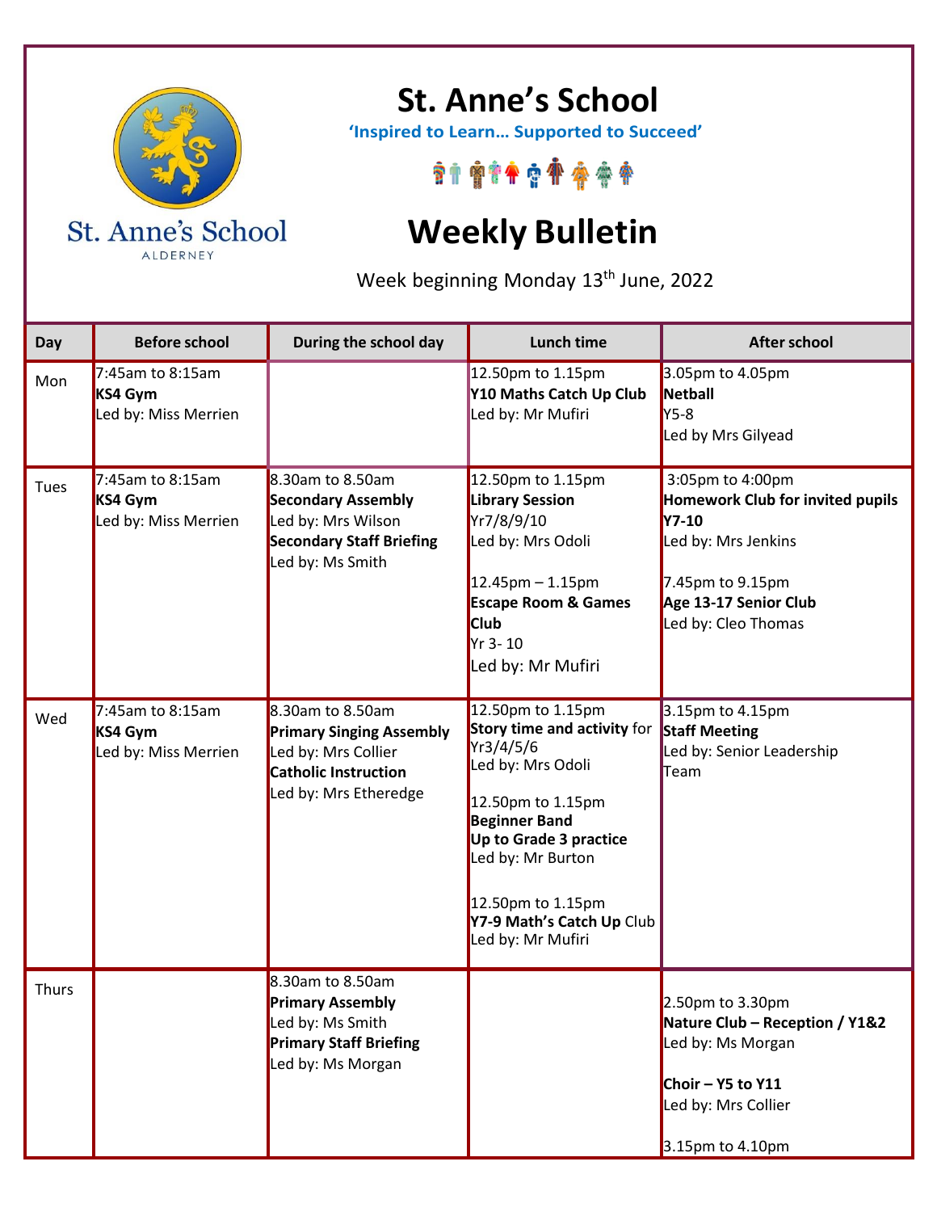# St. Anne's School

**'Inspired to Learn… Supported to Succeed'**

St. Anne's School
ALDERNEY

# Weekly Bulletin

Week beginning Monday 13th June, 2022

| Day | Before school | During the school day | Lunch time | After school |
|---|---|---|---|---|
| Mon | 7:45am to 8:15am<br>**KS4 Gym**<br>Led by: Miss Merrien | | 12.50pm to 1.15pm<br>**Y10 Maths Catch Up Club**<br>Led by: Mr Mufiri | 3.05pm to 4.05pm<br>**Netball**<br>Y5-8<br>Led by Mrs Gilyead |
| Tues | 7:45am to 8:15am<br>**KS4 Gym**<br>Led by: Miss Merrien | 8.30am to 8.50am<br>**Secondary Assembly**<br>Led by: Mrs Wilson<br>**Secondary Staff Briefing**<br>Led by: Ms Smith | 12.50pm to 1.15pm<br>**Library Session**<br>Yr7/8/9/10<br>Led by: Mrs Odoli<br><br>12.45pm – 1.15pm<br>**Escape Room & Games Club**<br>Yr 3- 10<br>Led by: Mr Mufiri | 3:05pm to 4:00pm<br>**Homework Club for invited pupils Y7-10**<br>Led by: Mrs Jenkins<br><br>7.45pm to 9.15pm<br>**Age 13-17 Senior Club**<br>Led by: Cleo Thomas |
| Wed | 7:45am to 8:15am<br>**KS4 Gym**<br>Led by: Miss Merrien | 8.30am to 8.50am<br>**Primary Singing Assembly**<br>Led by: Mrs Collier<br>**Catholic Instruction**<br>Led by: Mrs Etheredge | 12.50pm to 1.15pm<br>**Story time and activity** for Yr3/4/5/6<br>Led by: Mrs Odoli<br><br>12.50pm to 1.15pm<br>**Beginner Band**<br>**Up to Grade 3 practice**<br>Led by: Mr Burton<br><br>12.50pm to 1.15pm<br>**Y7-9 Math's Catch Up** Club<br>Led by: Mr Mufiri | 3.15pm to 4.15pm<br>**Staff Meeting**<br>Led by: Senior Leadership Team |
| Thurs | | 8.30am to 8.50am<br>**Primary Assembly**<br>Led by: Ms Smith<br>**Primary Staff Briefing**<br>Led by: Ms Morgan | | 2.50pm to 3.30pm<br>**Nature Club – Reception / Y1&2**<br>Led by: Ms Morgan<br><br>**Choir – Y5 to Y11**<br>Led by: Mrs Collier<br><br>3.15pm to 4.10pm |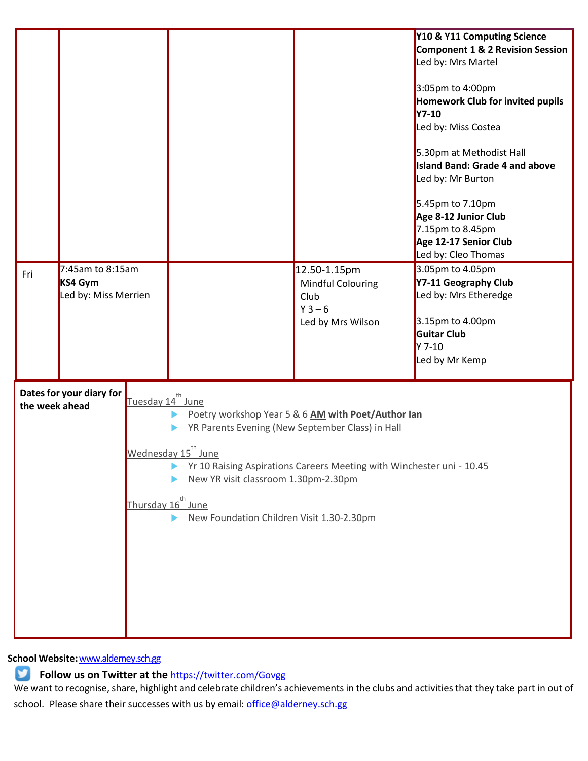| | | | | |
|---|---|---|---|---|
| | | | | **Y10 & Y11 Computing Science Component 1 & 2 Revision Session**<br>Led by: Mrs Martel<br><br>3:05pm to 4:00pm<br>**Homework Club for invited pupils Y7-10**<br>Led by: Miss Costea<br><br>5.30pm at Methodist Hall<br>**Island Band: Grade 4 and above**<br>Led by: Mr Burton<br><br>5.45pm to 7.10pm<br>**Age 8-12 Junior Club**<br>7.15pm to 8.45pm<br>**Age 12-17 Senior Club**<br>Led by: Cleo Thomas |
| Fri | 7:45am to 8:15am<br>**KS4 Gym**<br>Led by: Miss Merrien | | 12.50-1.15pm<br>Mindful Colouring Club<br>Y 3 – 6<br>Led by Mrs Wilson | 3.05pm to 4.05pm<br>**Y7-11 Geography Club**<br>Led by: Mrs Etheredge<br><br>3.15pm to 4.00pm<br>**Guitar Club**<br>Y 7-10<br>Led by Mr Kemp |

| | |
|---|---|
| **Dates for your diary for the week ahead** | Tuesday 14th June<br>- Poetry workshop Year 5 & 6 **AM with Poet/Author Ian**<br>- YR Parents Evening (New September Class) in Hall<br><br>Wednesday 15th June<br>- Yr 10 Raising Aspirations Careers Meeting with Winchester uni - 10.45<br>- New YR visit classroom 1.30pm-2.30pm<br><br>Thursday 16th June<br>- New Foundation Children Visit 1.30-2.30pm |

**School Website:** www.alderney.sch.gg

**Follow us on Twitter at the** https://twitter.com/Govgg

We want to recognise, share, highlight and celebrate children's achievements in the clubs and activities that they take part in out of school. Please share their successes with us by email: office@alderney.sch.gg